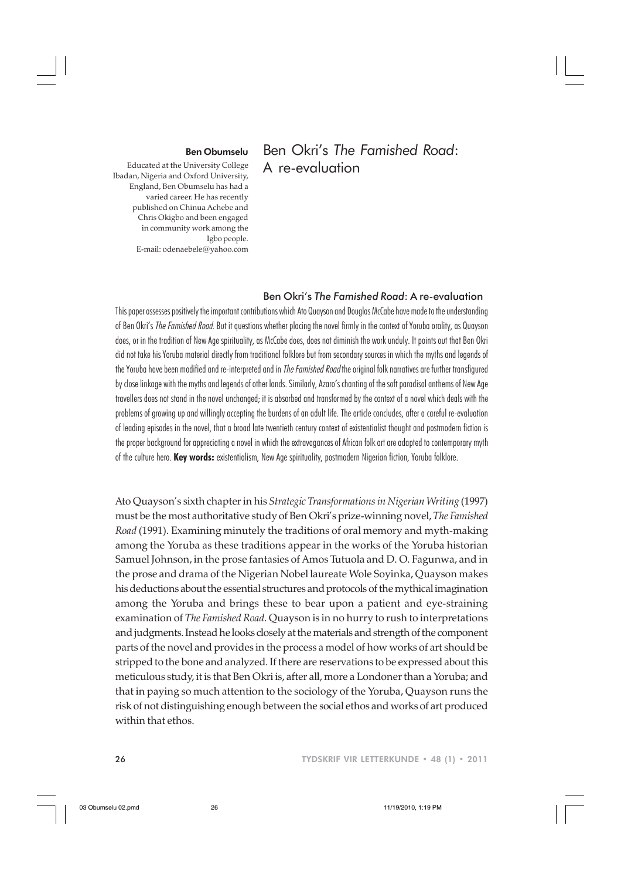# Ben Okri's *The Famished Road*: A re-evaluation

**Ben Obumselu**

Educated at the University College Ibadan, Nigeria and Oxford University, England, Ben Obumselu has had a varied career. He has recently published on Chinua Achebe and Chris Okigbo and been engaged in community work among the Igbo people.
E-mail: odenaebele@yahoo.com

## Ben Okri's *The Famished Road*: A re-evaluation

This paper assesses positively the important contributions which Ato Quayson and Douglas McCabe have made to the understanding of Ben Okri's *The Famished Road*. But it questions whether placing the novel firmly in the context of Yoruba orality, as Quayson does, or in the tradition of New Age spirituality, as McCabe does, does not diminish the work unduly. It points out that Ben Okri did not take his Yoruba material directly from traditional folklore but from secondary sources in which the myths and legends of the Yoruba have been modified and re-interpreted and in *The Famished Road* the original folk narratives are further transfigured by close linkage with the myths and legends of other lands. Similarly, Azaro's chanting of the soft paradisal anthems of New Age travellers does not stand in the novel unchanged; it is absorbed and transformed by the context of a novel which deals with the problems of growing up and willingly accepting the burdens of an adult life. The article concludes, after a careful re-evaluation of leading episodes in the novel, that a broad late twentieth century context of existentialist thought and postmodern fiction is the proper background for appreciating a novel in which the extravagances of African folk art are adapted to contemporary myth of the culture hero. **Key words:** existentialism, New Age spirituality, postmodern Nigerian fiction, Yoruba folklore.

Ato Quayson's sixth chapter in his *Strategic Transformations in Nigerian Writing* (1997) must be the most authoritative study of Ben Okri's prize-winning novel, *The Famished Road* (1991). Examining minutely the traditions of oral memory and myth-making among the Yoruba as these traditions appear in the works of the Yoruba historian Samuel Johnson, in the prose fantasies of Amos Tutuola and D. O. Fagunwa, and in the prose and drama of the Nigerian Nobel laureate Wole Soyinka, Quayson makes his deductions about the essential structures and protocols of the mythical imagination among the Yoruba and brings these to bear upon a patient and eye-straining examination of *The Famished Road*. Quayson is in no hurry to rush to interpretations and judgments. Instead he looks closely at the materials and strength of the component parts of the novel and provides in the process a model of how works of art should be stripped to the bone and analyzed. If there are reservations to be expressed about this meticulous study, it is that Ben Okri is, after all, more a Londoner than a Yoruba; and that in paying so much attention to the sociology of the Yoruba, Quayson runs the risk of not distinguishing enough between the social ethos and works of art produced within that ethos.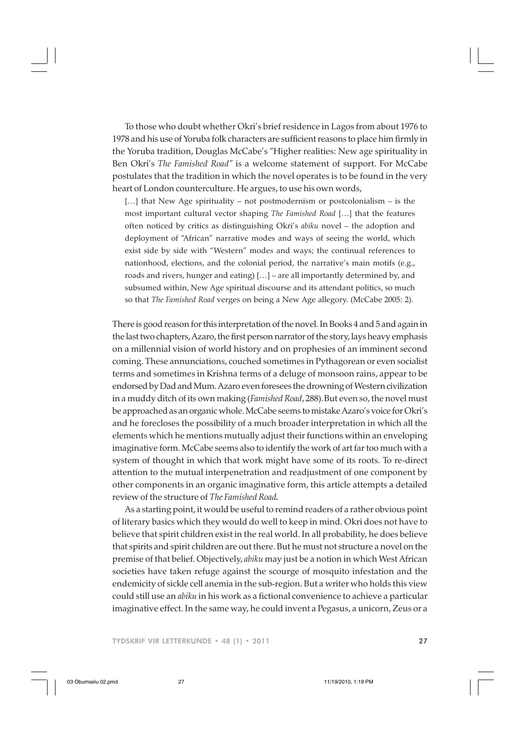To those who doubt whether Okri's brief residence in Lagos from about 1976 to 1978 and his use of Yoruba folk characters are sufficient reasons to place him firmly in the Yoruba tradition, Douglas McCabe's "Higher realities: New age spirituality in Ben Okri's *The Famished Road*" is a welcome statement of support. For McCabe postulates that the tradition in which the novel operates is to be found in the very heart of London counterculture. He argues, to use his own words,

> […] that New Age spirituality – not postmodernism or postcolonialism – is the most important cultural vector shaping *The Famished Road* […] that the features often noticed by critics as distinguishing Okri's *abiku* novel – the adoption and deployment of "African" narrative modes and ways of seeing the world, which exist side by side with "Western" modes and ways; the continual references to nationhood, elections, and the colonial period, the narrative's main motifs (e.g., roads and rivers, hunger and eating) […] – are all importantly determined by, and subsumed within, New Age spiritual discourse and its attendant politics, so much so that *The Famished Road* verges on being a New Age allegory. (McCabe 2005: 2).

There is good reason for this interpretation of the novel. In Books 4 and 5 and again in the last two chapters, Azaro, the first person narrator of the story, lays heavy emphasis on a millennial vision of world history and on prophesies of an imminent second coming. These annunciations, couched sometimes in Pythagorean or even socialist terms and sometimes in Krishna terms of a deluge of monsoon rains, appear to be endorsed by Dad and Mum. Azaro even foresees the drowning of Western civilization in a muddy ditch of its own making (*Famished Road*, 288). But even so, the novel must be approached as an organic whole. McCabe seems to mistake Azaro's voice for Okri's and he forecloses the possibility of a much broader interpretation in which all the elements which he mentions mutually adjust their functions within an enveloping imaginative form. McCabe seems also to identify the work of art far too much with a system of thought in which that work might have some of its roots. To re-direct attention to the mutual interpenetration and readjustment of one component by other components in an organic imaginative form, this article attempts a detailed review of the structure of *The Famished Road*.

As a starting point, it would be useful to remind readers of a rather obvious point of literary basics which they would do well to keep in mind. Okri does not have to believe that spirit children exist in the real world. In all probability, he does believe that spirits and spirit children are out there. But he must not structure a novel on the premise of that belief. Objectively, *abiku* may just be a notion in which West African societies have taken refuge against the scourge of mosquito infestation and the endemicity of sickle cell anemia in the sub-region. But a writer who holds this view could still use an *abiku* in his work as a fictional convenience to achieve a particular imaginative effect. In the same way, he could invent a Pegasus, a unicorn, Zeus or a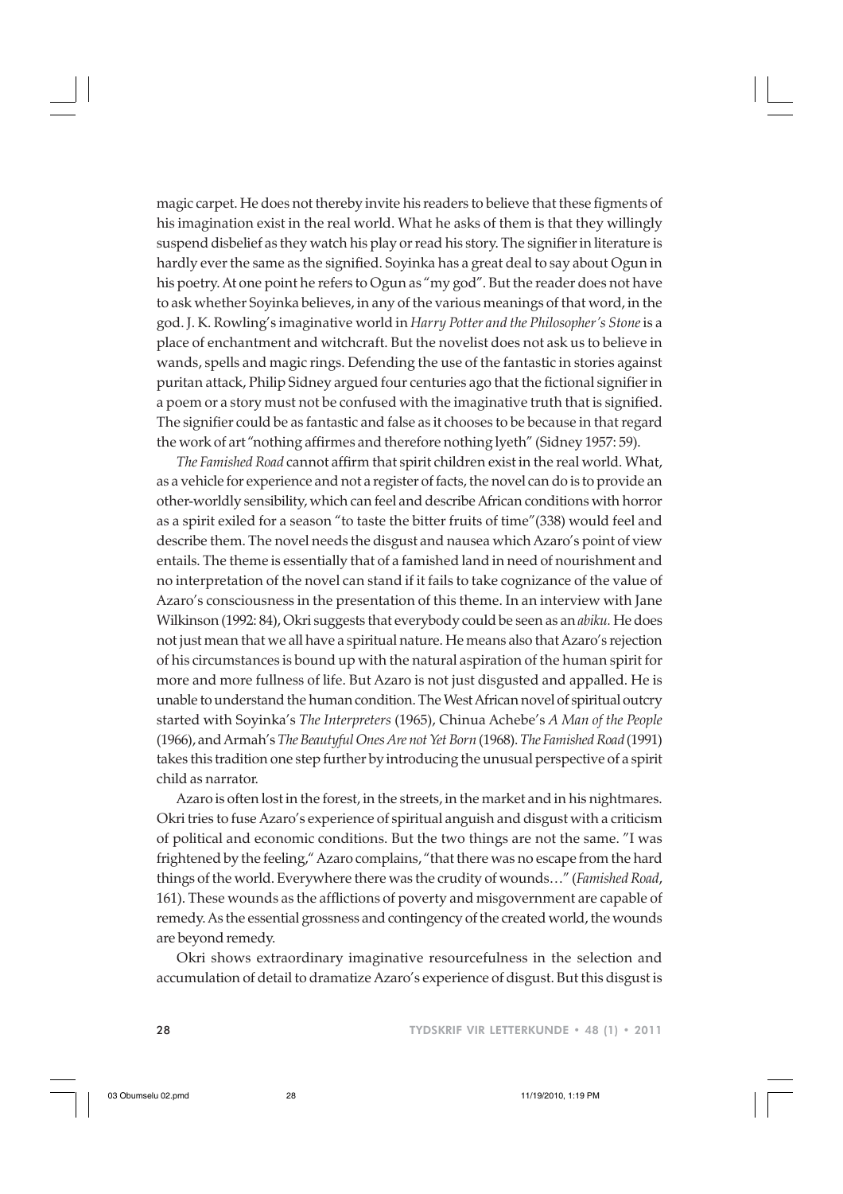magic carpet. He does not thereby invite his readers to believe that these figments of his imagination exist in the real world. What he asks of them is that they willingly suspend disbelief as they watch his play or read his story. The signifier in literature is hardly ever the same as the signified. Soyinka has a great deal to say about Ogun in his poetry. At one point he refers to Ogun as "my god". But the reader does not have to ask whether Soyinka believes, in any of the various meanings of that word, in the god. J. K. Rowling's imaginative world in *Harry Potter and the Philosopher's Stone* is a place of enchantment and witchcraft. But the novelist does not ask us to believe in wands, spells and magic rings. Defending the use of the fantastic in stories against puritan attack, Philip Sidney argued four centuries ago that the fictional signifier in a poem or a story must not be confused with the imaginative truth that is signified. The signifier could be as fantastic and false as it chooses to be because in that regard the work of art "nothing affirmes and therefore nothing lyeth" (Sidney 1957: 59).

*The Famished Road* cannot affirm that spirit children exist in the real world. What, as a vehicle for experience and not a register of facts, the novel can do is to provide an other-worldly sensibility, which can feel and describe African conditions with horror as a spirit exiled for a season "to taste the bitter fruits of time"(338) would feel and describe them. The novel needs the disgust and nausea which Azaro's point of view entails. The theme is essentially that of a famished land in need of nourishment and no interpretation of the novel can stand if it fails to take cognizance of the value of Azaro's consciousness in the presentation of this theme. In an interview with Jane Wilkinson (1992: 84), Okri suggests that everybody could be seen as an *abiku*. He does not just mean that we all have a spiritual nature. He means also that Azaro's rejection of his circumstances is bound up with the natural aspiration of the human spirit for more and more fullness of life. But Azaro is not just disgusted and appalled. He is unable to understand the human condition. The West African novel of spiritual outcry started with Soyinka's *The Interpreters* (1965), Chinua Achebe's *A Man of the People* (1966), and Armah's *The Beautyful Ones Are not Yet Born* (1968). *The Famished Road* (1991) takes this tradition one step further by introducing the unusual perspective of a spirit child as narrator.

Azaro is often lost in the forest, in the streets, in the market and in his nightmares. Okri tries to fuse Azaro's experience of spiritual anguish and disgust with a criticism of political and economic conditions. But the two things are not the same. "I was frightened by the feeling," Azaro complains, "that there was no escape from the hard things of the world. Everywhere there was the crudity of wounds…" (*Famished Road*, 161). These wounds as the afflictions of poverty and misgovernment are capable of remedy. As the essential grossness and contingency of the created world, the wounds are beyond remedy.

Okri shows extraordinary imaginative resourcefulness in the selection and accumulation of detail to dramatize Azaro's experience of disgust. But this disgust is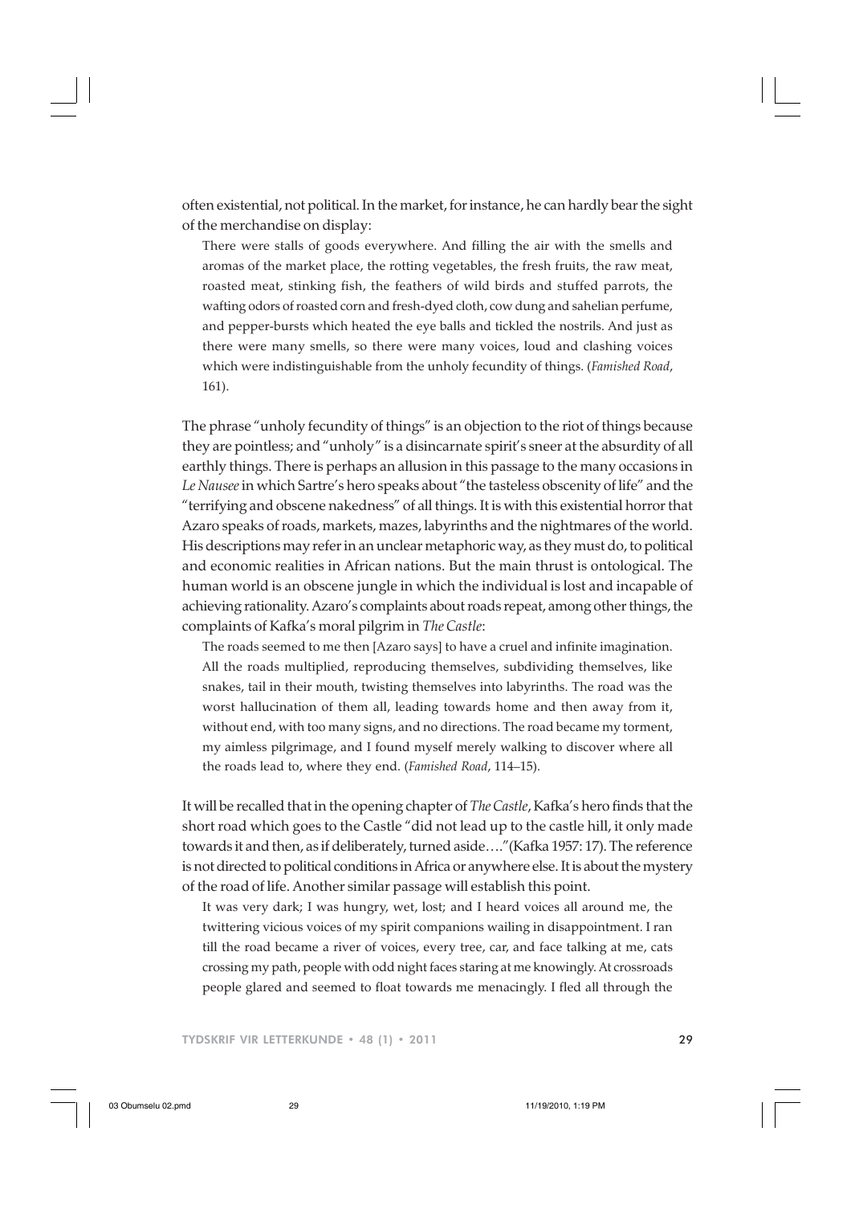often existential, not political. In the market, for instance, he can hardly bear the sight of the merchandise on display:

> There were stalls of goods everywhere. And filling the air with the smells and aromas of the market place, the rotting vegetables, the fresh fruits, the raw meat, roasted meat, stinking fish, the feathers of wild birds and stuffed parrots, the wafting odors of roasted corn and fresh-dyed cloth, cow dung and sahelian perfume, and pepper-bursts which heated the eye balls and tickled the nostrils. And just as there were many smells, so there were many voices, loud and clashing voices which were indistinguishable from the unholy fecundity of things. (*Famished Road*, 161).

The phrase "unholy fecundity of things" is an objection to the riot of things because they are pointless; and "unholy" is a disincarnate spirit's sneer at the absurdity of all earthly things. There is perhaps an allusion in this passage to the many occasions in *Le Nausee* in which Sartre's hero speaks about "the tasteless obscenity of life" and the "terrifying and obscene nakedness" of all things. It is with this existential horror that Azaro speaks of roads, markets, mazes, labyrinths and the nightmares of the world. His descriptions may refer in an unclear metaphoric way, as they must do, to political and economic realities in African nations. But the main thrust is ontological. The human world is an obscene jungle in which the individual is lost and incapable of achieving rationality. Azaro's complaints about roads repeat, among other things, the complaints of Kafka's moral pilgrim in *The Castle*:

> The roads seemed to me then [Azaro says] to have a cruel and infinite imagination. All the roads multiplied, reproducing themselves, subdividing themselves, like snakes, tail in their mouth, twisting themselves into labyrinths. The road was the worst hallucination of them all, leading towards home and then away from it, without end, with too many signs, and no directions. The road became my torment, my aimless pilgrimage, and I found myself merely walking to discover where all the roads lead to, where they end. (*Famished Road*, 114–15).

It will be recalled that in the opening chapter of *The Castle*, Kafka's hero finds that the short road which goes to the Castle "did not lead up to the castle hill, it only made towards it and then, as if deliberately, turned aside…."(Kafka 1957: 17). The reference is not directed to political conditions in Africa or anywhere else. It is about the mystery of the road of life. Another similar passage will establish this point.

> It was very dark; I was hungry, wet, lost; and I heard voices all around me, the twittering vicious voices of my spirit companions wailing in disappointment. I ran till the road became a river of voices, every tree, car, and face talking at me, cats crossing my path, people with odd night faces staring at me knowingly. At crossroads people glared and seemed to float towards me menacingly. I fled all through the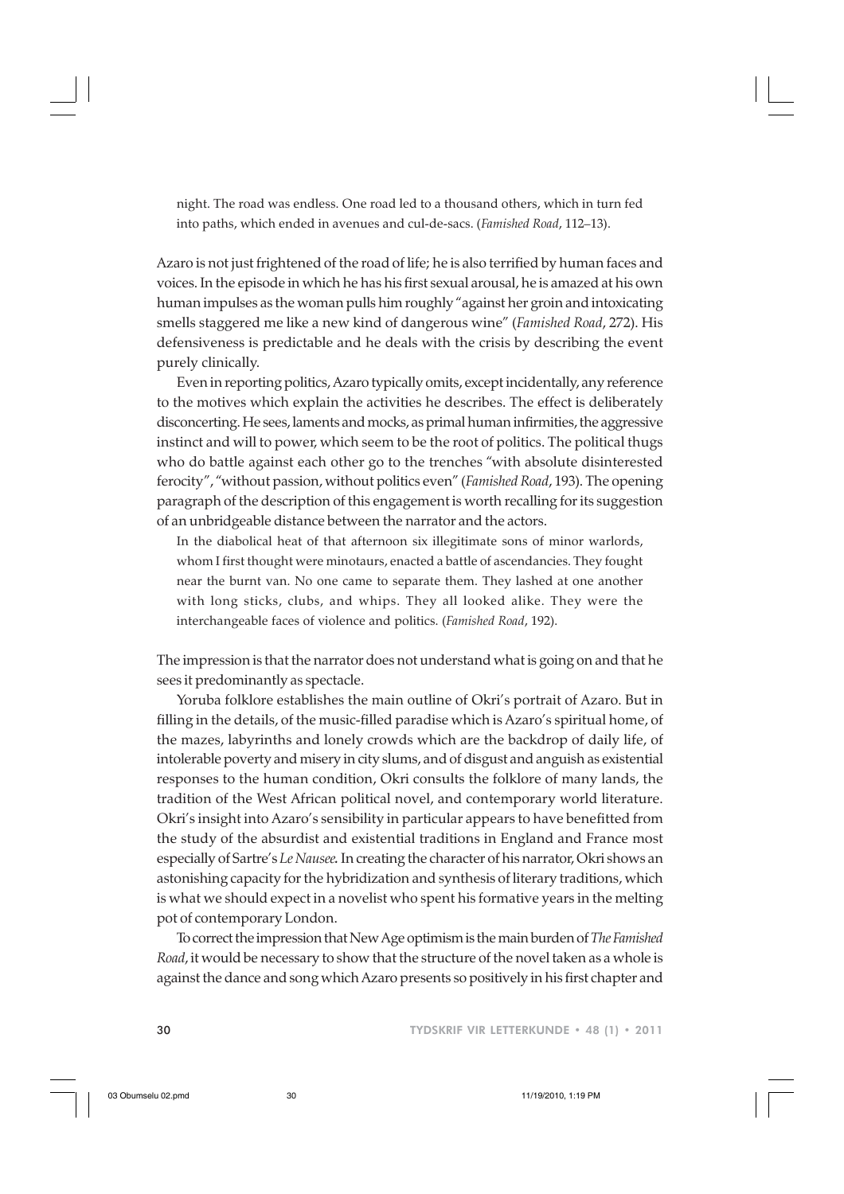> night. The road was endless. One road led to a thousand others, which in turn fed into paths, which ended in avenues and cul-de-sacs. (*Famished Road*, 112–13).

Azaro is not just frightened of the road of life; he is also terrified by human faces and voices. In the episode in which he has his first sexual arousal, he is amazed at his own human impulses as the woman pulls him roughly "against her groin and intoxicating smells staggered me like a new kind of dangerous wine" (*Famished Road*, 272). His defensiveness is predictable and he deals with the crisis by describing the event purely clinically.

Even in reporting politics, Azaro typically omits, except incidentally, any reference to the motives which explain the activities he describes. The effect is deliberately disconcerting. He sees, laments and mocks, as primal human infirmities, the aggressive instinct and will to power, which seem to be the root of politics. The political thugs who do battle against each other go to the trenches "with absolute disinterested ferocity", "without passion, without politics even" (*Famished Road*, 193). The opening paragraph of the description of this engagement is worth recalling for its suggestion of an unbridgeable distance between the narrator and the actors.

> In the diabolical heat of that afternoon six illegitimate sons of minor warlords, whom I first thought were minotaurs, enacted a battle of ascendancies. They fought near the burnt van. No one came to separate them. They lashed at one another with long sticks, clubs, and whips. They all looked alike. They were the interchangeable faces of violence and politics. (*Famished Road*, 192).

The impression is that the narrator does not understand what is going on and that he sees it predominantly as spectacle.

Yoruba folklore establishes the main outline of Okri's portrait of Azaro. But in filling in the details, of the music-filled paradise which is Azaro's spiritual home, of the mazes, labyrinths and lonely crowds which are the backdrop of daily life, of intolerable poverty and misery in city slums, and of disgust and anguish as existential responses to the human condition, Okri consults the folklore of many lands, the tradition of the West African political novel, and contemporary world literature. Okri's insight into Azaro's sensibility in particular appears to have benefitted from the study of the absurdist and existential traditions in England and France most especially of Sartre's *Le Nausee*. In creating the character of his narrator, Okri shows an astonishing capacity for the hybridization and synthesis of literary traditions, which is what we should expect in a novelist who spent his formative years in the melting pot of contemporary London.

To correct the impression that New Age optimism is the main burden of *The Famished Road*, it would be necessary to show that the structure of the novel taken as a whole is against the dance and song which Azaro presents so positively in his first chapter and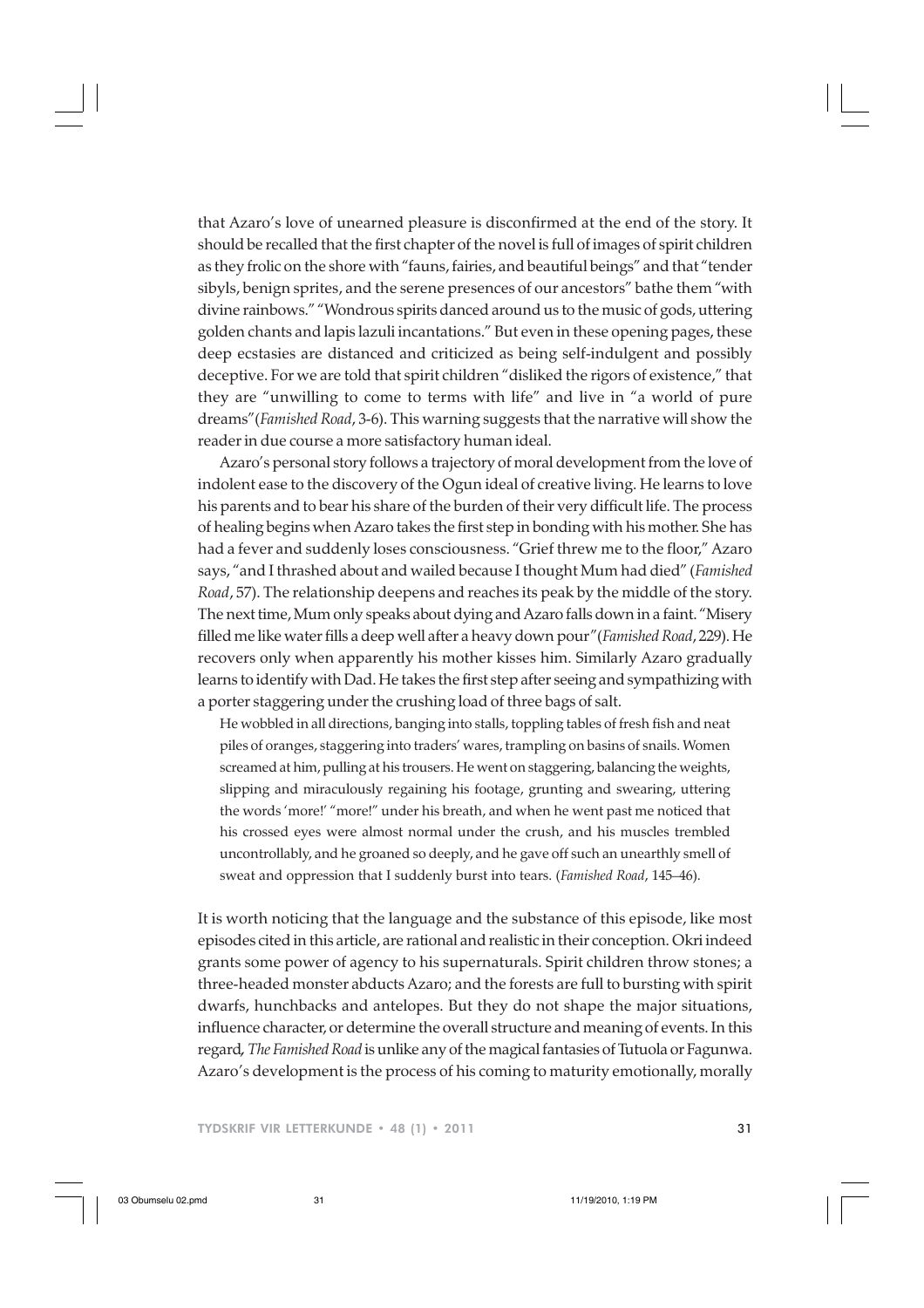that Azaro's love of unearned pleasure is disconfirmed at the end of the story. It should be recalled that the first chapter of the novel is full of images of spirit children as they frolic on the shore with "fauns, fairies, and beautiful beings" and that "tender sibyls, benign sprites, and the serene presences of our ancestors" bathe them "with divine rainbows." "Wondrous spirits danced around us to the music of gods, uttering golden chants and lapis lazuli incantations." But even in these opening pages, these deep ecstasies are distanced and criticized as being self-indulgent and possibly deceptive. For we are told that spirit children "disliked the rigors of existence," that they are "unwilling to come to terms with life" and live in "a world of pure dreams" (*Famished Road*, 3-6). This warning suggests that the narrative will show the reader in due course a more satisfactory human ideal.

Azaro's personal story follows a trajectory of moral development from the love of indolent ease to the discovery of the Ogun ideal of creative living. He learns to love his parents and to bear his share of the burden of their very difficult life. The process of healing begins when Azaro takes the first step in bonding with his mother. She has had a fever and suddenly loses consciousness. "Grief threw me to the floor," Azaro says, "and I thrashed about and wailed because I thought Mum had died" (*Famished Road*, 57). The relationship deepens and reaches its peak by the middle of the story. The next time, Mum only speaks about dying and Azaro falls down in a faint. "Misery filled me like water fills a deep well after a heavy down pour" (*Famished Road*, 229). He recovers only when apparently his mother kisses him. Similarly Azaro gradually learns to identify with Dad. He takes the first step after seeing and sympathizing with a porter staggering under the crushing load of three bags of salt.

> He wobbled in all directions, banging into stalls, toppling tables of fresh fish and neat piles of oranges, staggering into traders' wares, trampling on basins of snails. Women screamed at him, pulling at his trousers. He went on staggering, balancing the weights, slipping and miraculously regaining his footage, grunting and swearing, uttering the words 'more!' "more!" under his breath, and when he went past me noticed that his crossed eyes were almost normal under the crush, and his muscles trembled uncontrollably, and he groaned so deeply, and he gave off such an unearthly smell of sweat and oppression that I suddenly burst into tears. (*Famished Road*, 145–46).

It is worth noticing that the language and the substance of this episode, like most episodes cited in this article, are rational and realistic in their conception. Okri indeed grants some power of agency to his supernaturals. Spirit children throw stones; a three-headed monster abducts Azaro; and the forests are full to bursting with spirit dwarfs, hunchbacks and antelopes. But they do not shape the major situations, influence character, or determine the overall structure and meaning of events. In this regard, *The Famished Road* is unlike any of the magical fantasies of Tutuola or Fagunwa. Azaro's development is the process of his coming to maturity emotionally, morally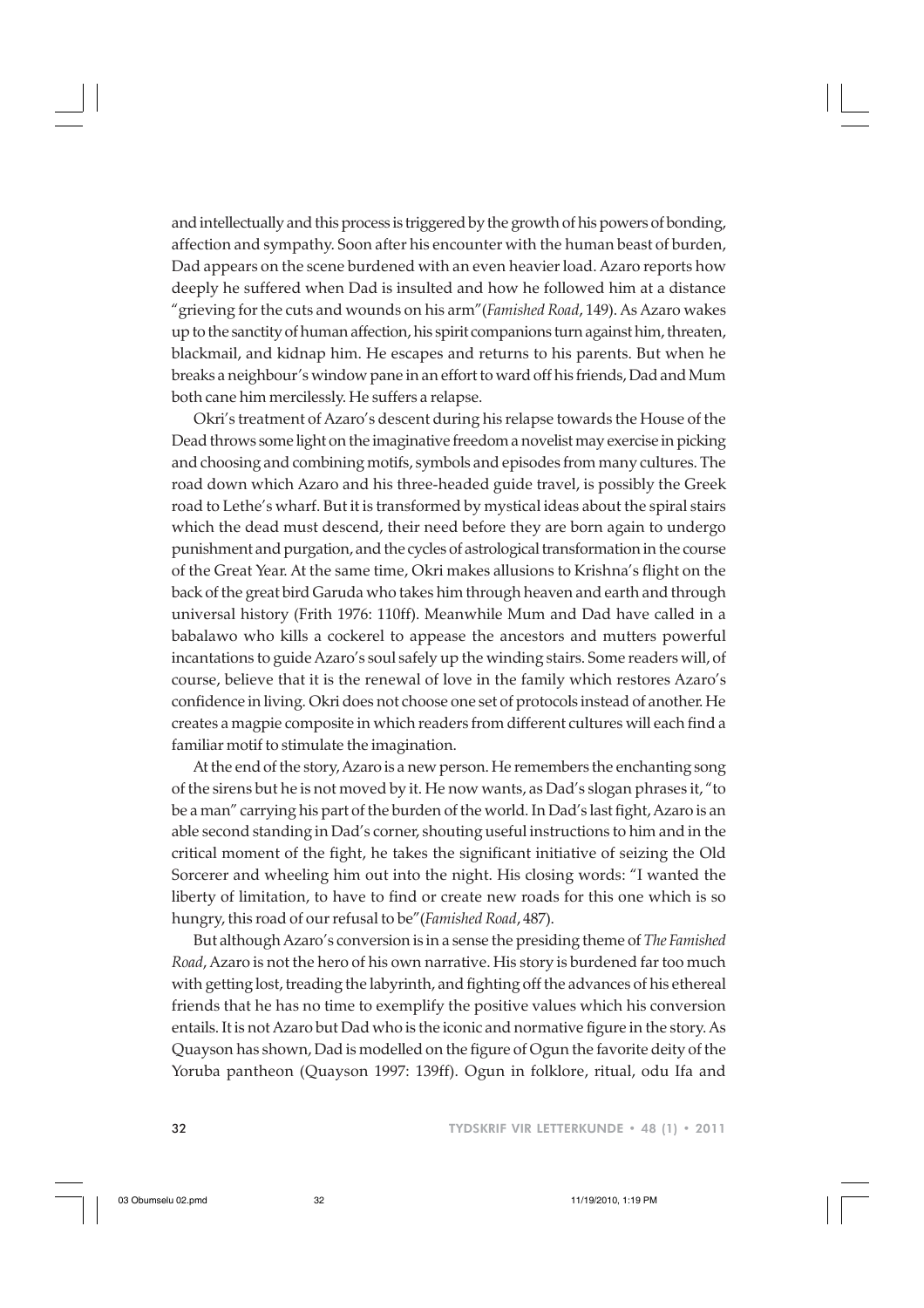and intellectually and this process is triggered by the growth of his powers of bonding, affection and sympathy. Soon after his encounter with the human beast of burden, Dad appears on the scene burdened with an even heavier load. Azaro reports how deeply he suffered when Dad is insulted and how he followed him at a distance "grieving for the cuts and wounds on his arm" (*Famished Road*, 149). As Azaro wakes up to the sanctity of human affection, his spirit companions turn against him, threaten, blackmail, and kidnap him. He escapes and returns to his parents. But when he breaks a neighbour's window pane in an effort to ward off his friends, Dad and Mum both cane him mercilessly. He suffers a relapse.

Okri's treatment of Azaro's descent during his relapse towards the House of the Dead throws some light on the imaginative freedom a novelist may exercise in picking and choosing and combining motifs, symbols and episodes from many cultures. The road down which Azaro and his three-headed guide travel, is possibly the Greek road to Lethe's wharf. But it is transformed by mystical ideas about the spiral stairs which the dead must descend, their need before they are born again to undergo punishment and purgation, and the cycles of astrological transformation in the course of the Great Year. At the same time, Okri makes allusions to Krishna's flight on the back of the great bird Garuda who takes him through heaven and earth and through universal history (Frith 1976: 110ff). Meanwhile Mum and Dad have called in a babalawo who kills a cockerel to appease the ancestors and mutters powerful incantations to guide Azaro's soul safely up the winding stairs. Some readers will, of course, believe that it is the renewal of love in the family which restores Azaro's confidence in living. Okri does not choose one set of protocols instead of another. He creates a magpie composite in which readers from different cultures will each find a familiar motif to stimulate the imagination.

At the end of the story, Azaro is a new person. He remembers the enchanting song of the sirens but he is not moved by it. He now wants, as Dad's slogan phrases it, "to be a man" carrying his part of the burden of the world. In Dad's last fight, Azaro is an able second standing in Dad's corner, shouting useful instructions to him and in the critical moment of the fight, he takes the significant initiative of seizing the Old Sorcerer and wheeling him out into the night. His closing words: "I wanted the liberty of limitation, to have to find or create new roads for this one which is so hungry, this road of our refusal to be" (*Famished Road*, 487).

But although Azaro's conversion is in a sense the presiding theme of *The Famished Road*, Azaro is not the hero of his own narrative. His story is burdened far too much with getting lost, treading the labyrinth, and fighting off the advances of his ethereal friends that he has no time to exemplify the positive values which his conversion entails. It is not Azaro but Dad who is the iconic and normative figure in the story. As Quayson has shown, Dad is modelled on the figure of Ogun the favorite deity of the Yoruba pantheon (Quayson 1997: 139ff). Ogun in folklore, ritual, odu Ifa and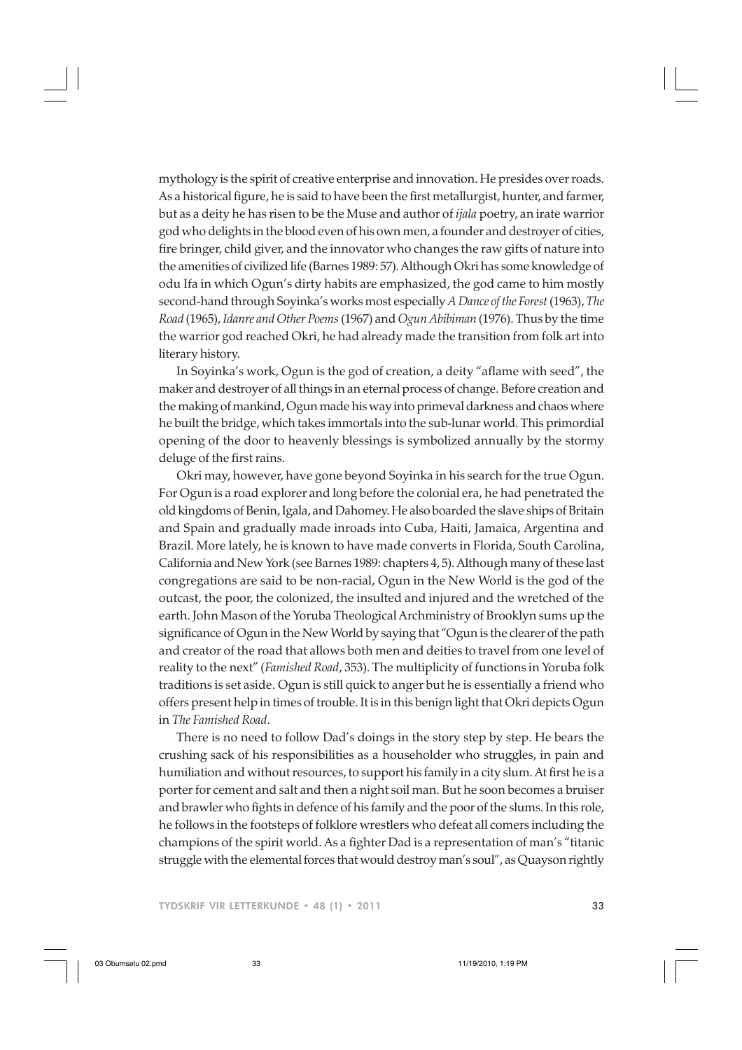mythology is the spirit of creative enterprise and innovation. He presides over roads. As a historical figure, he is said to have been the first metallurgist, hunter, and farmer, but as a deity he has risen to be the Muse and author of *ijala* poetry, an irate warrior god who delights in the blood even of his own men, a founder and destroyer of cities, fire bringer, child giver, and the innovator who changes the raw gifts of nature into the amenities of civilized life (Barnes 1989: 57). Although Okri has some knowledge of odu Ifa in which Ogun's dirty habits are emphasized, the god came to him mostly second-hand through Soyinka's works most especially *A Dance of the Forest* (1963), *The Road* (1965), *Idanre and Other Poems* (1967) and *Ogun Abibiman* (1976). Thus by the time the warrior god reached Okri, he had already made the transition from folk art into literary history.

In Soyinka's work, Ogun is the god of creation, a deity "aflame with seed", the maker and destroyer of all things in an eternal process of change. Before creation and the making of mankind, Ogun made his way into primeval darkness and chaos where he built the bridge, which takes immortals into the sub-lunar world. This primordial opening of the door to heavenly blessings is symbolized annually by the stormy deluge of the first rains.

Okri may, however, have gone beyond Soyinka in his search for the true Ogun. For Ogun is a road explorer and long before the colonial era, he had penetrated the old kingdoms of Benin, Igala, and Dahomey. He also boarded the slave ships of Britain and Spain and gradually made inroads into Cuba, Haiti, Jamaica, Argentina and Brazil. More lately, he is known to have made converts in Florida, South Carolina, California and New York (see Barnes 1989: chapters 4, 5). Although many of these last congregations are said to be non-racial, Ogun in the New World is the god of the outcast, the poor, the colonized, the insulted and injured and the wretched of the earth. John Mason of the Yoruba Theological Archministry of Brooklyn sums up the significance of Ogun in the New World by saying that "Ogun is the clearer of the path and creator of the road that allows both men and deities to travel from one level of reality to the next" (*Famished Road*, 353). The multiplicity of functions in Yoruba folk traditions is set aside. Ogun is still quick to anger but he is essentially a friend who offers present help in times of trouble. It is in this benign light that Okri depicts Ogun in *The Famished Road*.

There is no need to follow Dad's doings in the story step by step. He bears the crushing sack of his responsibilities as a householder who struggles, in pain and humiliation and without resources, to support his family in a city slum. At first he is a porter for cement and salt and then a night soil man. But he soon becomes a bruiser and brawler who fights in defence of his family and the poor of the slums. In this role, he follows in the footsteps of folklore wrestlers who defeat all comers including the champions of the spirit world. As a fighter Dad is a representation of man's "titanic struggle with the elemental forces that would destroy man's soul", as Quayson rightly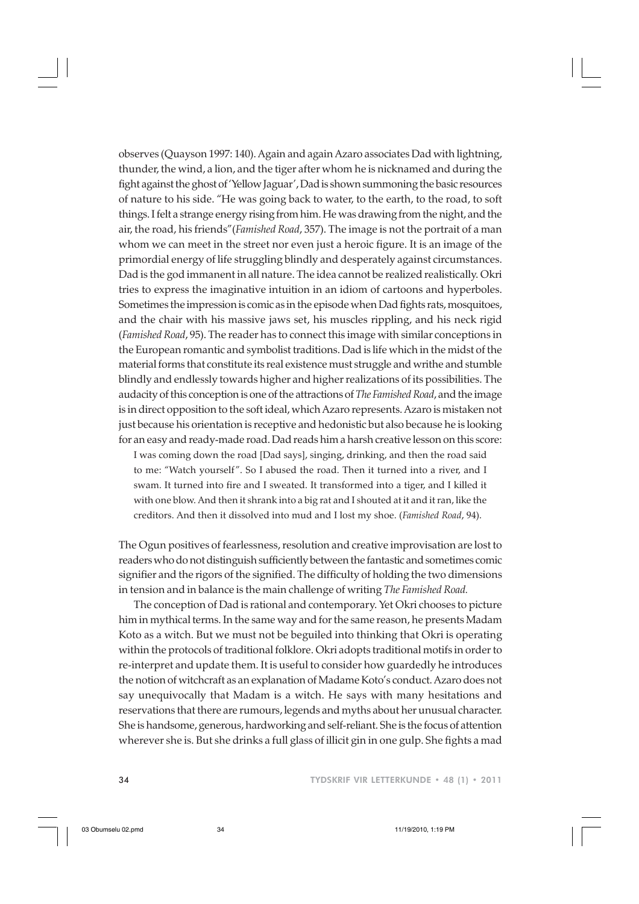observes (Quayson 1997: 140). Again and again Azaro associates Dad with lightning, thunder, the wind, a lion, and the tiger after whom he is nicknamed and during the fight against the ghost of 'Yellow Jaguar', Dad is shown summoning the basic resources of nature to his side. "He was going back to water, to the earth, to the road, to soft things. I felt a strange energy rising from him. He was drawing from the night, and the air, the road, his friends" (*Famished Road*, 357). The image is not the portrait of a man whom we can meet in the street nor even just a heroic figure. It is an image of the primordial energy of life struggling blindly and desperately against circumstances. Dad is the god immanent in all nature. The idea cannot be realized realistically. Okri tries to express the imaginative intuition in an idiom of cartoons and hyperboles. Sometimes the impression is comic as in the episode when Dad fights rats, mosquitoes, and the chair with his massive jaws set, his muscles rippling, and his neck rigid (*Famished Road*, 95). The reader has to connect this image with similar conceptions in the European romantic and symbolist traditions. Dad is life which in the midst of the material forms that constitute its real existence must struggle and writhe and stumble blindly and endlessly towards higher and higher realizations of its possibilities. The audacity of this conception is one of the attractions of *The Famished Road*, and the image is in direct opposition to the soft ideal, which Azaro represents. Azaro is mistaken not just because his orientation is receptive and hedonistic but also because he is looking for an easy and ready-made road. Dad reads him a harsh creative lesson on this score:

> I was coming down the road [Dad says], singing, drinking, and then the road said to me: "Watch yourself". So I abused the road. Then it turned into a river, and I swam. It turned into fire and I sweated. It transformed into a tiger, and I killed it with one blow. And then it shrank into a big rat and I shouted at it and it ran, like the creditors. And then it dissolved into mud and I lost my shoe. (*Famished Road*, 94).

The Ogun positives of fearlessness, resolution and creative improvisation are lost to readers who do not distinguish sufficiently between the fantastic and sometimes comic signifier and the rigors of the signified. The difficulty of holding the two dimensions in tension and in balance is the main challenge of writing *The Famished Road.*

The conception of Dad is rational and contemporary. Yet Okri chooses to picture him in mythical terms. In the same way and for the same reason, he presents Madam Koto as a witch. But we must not be beguiled into thinking that Okri is operating within the protocols of traditional folklore. Okri adopts traditional motifs in order to re-interpret and update them. It is useful to consider how guardedly he introduces the notion of witchcraft as an explanation of Madame Koto's conduct. Azaro does not say unequivocally that Madam is a witch. He says with many hesitations and reservations that there are rumours, legends and myths about her unusual character. She is handsome, generous, hardworking and self-reliant. She is the focus of attention wherever she is. But she drinks a full glass of illicit gin in one gulp. She fights a mad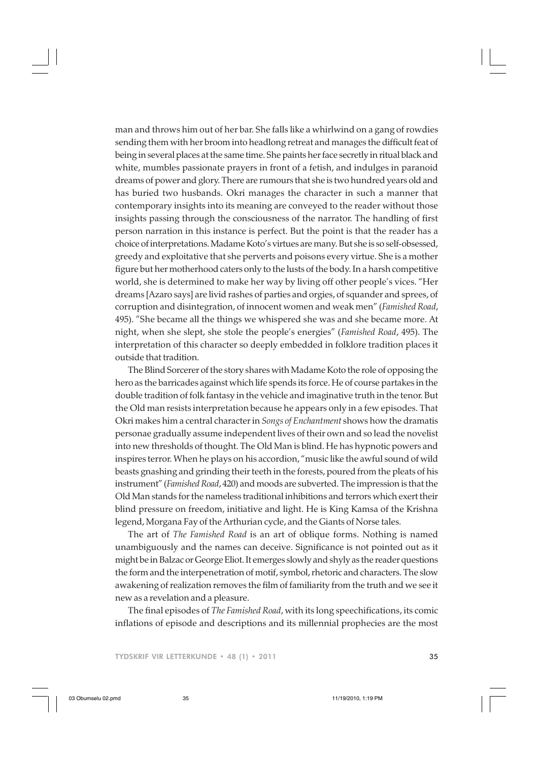man and throws him out of her bar. She falls like a whirlwind on a gang of rowdies sending them with her broom into headlong retreat and manages the difficult feat of being in several places at the same time. She paints her face secretly in ritual black and white, mumbles passionate prayers in front of a fetish, and indulges in paranoid dreams of power and glory. There are rumours that she is two hundred years old and has buried two husbands. Okri manages the character in such a manner that contemporary insights into its meaning are conveyed to the reader without those insights passing through the consciousness of the narrator. The handling of first person narration in this instance is perfect. But the point is that the reader has a choice of interpretations. Madame Koto's virtues are many. But she is so self-obsessed, greedy and exploitative that she perverts and poisons every virtue. She is a mother figure but her motherhood caters only to the lusts of the body. In a harsh competitive world, she is determined to make her way by living off other people's vices. "Her dreams [Azaro says] are livid rashes of parties and orgies, of squander and sprees, of corruption and disintegration, of innocent women and weak men" (*Famished Road*, 495). "She became all the things we whispered she was and she became more. At night, when she slept, she stole the people's energies" (*Famished Road*, 495). The interpretation of this character so deeply embedded in folklore tradition places it outside that tradition.

The Blind Sorcerer of the story shares with Madame Koto the role of opposing the hero as the barricades against which life spends its force. He of course partakes in the double tradition of folk fantasy in the vehicle and imaginative truth in the tenor. But the Old man resists interpretation because he appears only in a few episodes. That Okri makes him a central character in *Songs of Enchantment* shows how the dramatis personae gradually assume independent lives of their own and so lead the novelist into new thresholds of thought. The Old Man is blind. He has hypnotic powers and inspires terror. When he plays on his accordion, "music like the awful sound of wild beasts gnashing and grinding their teeth in the forests, poured from the pleats of his instrument" (*Famished Road*, 420) and moods are subverted. The impression is that the Old Man stands for the nameless traditional inhibitions and terrors which exert their blind pressure on freedom, initiative and light. He is King Kamsa of the Krishna legend, Morgana Fay of the Arthurian cycle, and the Giants of Norse tales.

The art of *The Famished Road* is an art of oblique forms. Nothing is named unambiguously and the names can deceive. Significance is not pointed out as it might be in Balzac or George Eliot. It emerges slowly and shyly as the reader questions the form and the interpenetration of motif, symbol, rhetoric and characters. The slow awakening of realization removes the film of familiarity from the truth and we see it new as a revelation and a pleasure.

The final episodes of *The Famished Road*, with its long speechifications, its comic inflations of episode and descriptions and its millennial prophecies are the most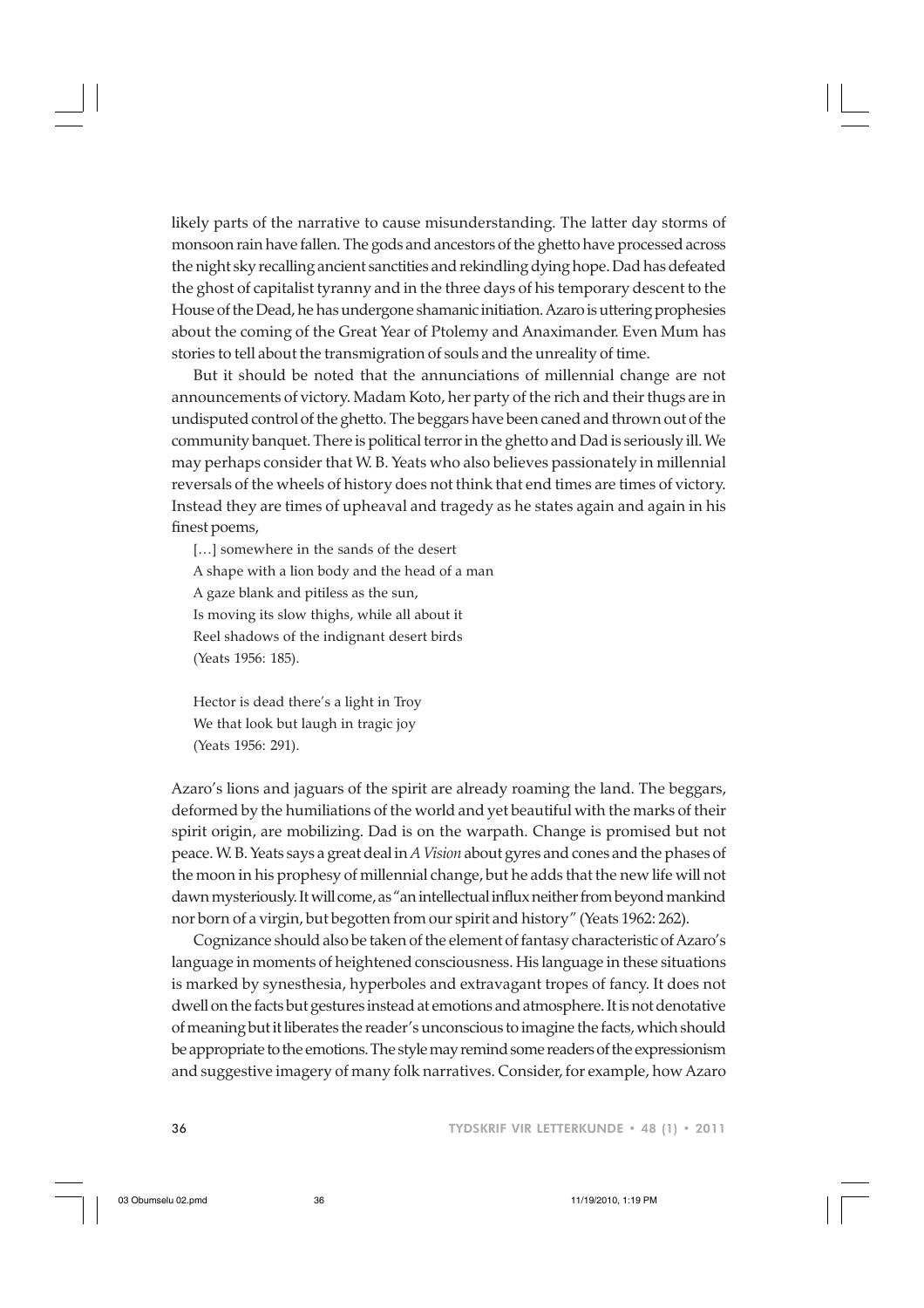likely parts of the narrative to cause misunderstanding. The latter day storms of monsoon rain have fallen. The gods and ancestors of the ghetto have processed across the night sky recalling ancient sanctities and rekindling dying hope. Dad has defeated the ghost of capitalist tyranny and in the three days of his temporary descent to the House of the Dead, he has undergone shamanic initiation. Azaro is uttering prophesies about the coming of the Great Year of Ptolemy and Anaximander. Even Mum has stories to tell about the transmigration of souls and the unreality of time.

But it should be noted that the annunciations of millennial change are not announcements of victory. Madam Koto, her party of the rich and their thugs are in undisputed control of the ghetto. The beggars have been caned and thrown out of the community banquet. There is political terror in the ghetto and Dad is seriously ill. We may perhaps consider that W. B. Yeats who also believes passionately in millennial reversals of the wheels of history does not think that end times are times of victory. Instead they are times of upheaval and tragedy as he states again and again in his finest poems,

> […] somewhere in the sands of the desert
> A shape with a lion body and the head of a man
> A gaze blank and pitiless as the sun,
> Is moving its slow thighs, while all about it
> Reel shadows of the indignant desert birds
> (Yeats 1956: 185).
>
> Hector is dead there's a light in Troy
> We that look but laugh in tragic joy
> (Yeats 1956: 291).

Azaro's lions and jaguars of the spirit are already roaming the land. The beggars, deformed by the humiliations of the world and yet beautiful with the marks of their spirit origin, are mobilizing. Dad is on the warpath. Change is promised but not peace. W. B. Yeats says a great deal in *A Vision* about gyres and cones and the phases of the moon in his prophesy of millennial change, but he adds that the new life will not dawn mysteriously. It will come, as "an intellectual influx neither from beyond mankind nor born of a virgin, but begotten from our spirit and history" (Yeats 1962: 262).

Cognizance should also be taken of the element of fantasy characteristic of Azaro's language in moments of heightened consciousness. His language in these situations is marked by synesthesia, hyperboles and extravagant tropes of fancy. It does not dwell on the facts but gestures instead at emotions and atmosphere. It is not denotative of meaning but it liberates the reader's unconscious to imagine the facts, which should be appropriate to the emotions. The style may remind some readers of the expressionism and suggestive imagery of many folk narratives. Consider, for example, how Azaro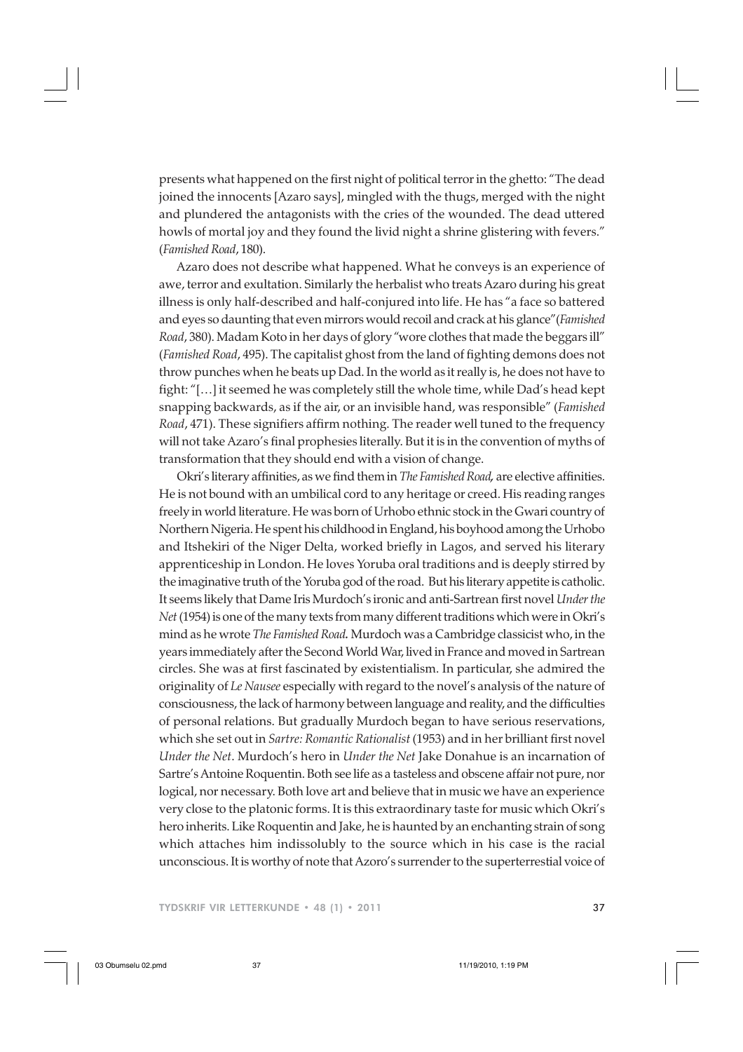presents what happened on the first night of political terror in the ghetto: "The dead joined the innocents [Azaro says], mingled with the thugs, merged with the night and plundered the antagonists with the cries of the wounded. The dead uttered howls of mortal joy and they found the livid night a shrine glistering with fevers." (*Famished Road*, 180).

Azaro does not describe what happened. What he conveys is an experience of awe, terror and exultation. Similarly the herbalist who treats Azaro during his great illness is only half-described and half-conjured into life. He has "a face so battered and eyes so daunting that even mirrors would recoil and crack at his glance" (*Famished Road*, 380). Madam Koto in her days of glory "wore clothes that made the beggars ill" (*Famished Road*, 495). The capitalist ghost from the land of fighting demons does not throw punches when he beats up Dad. In the world as it really is, he does not have to fight: "[…] it seemed he was completely still the whole time, while Dad's head kept snapping backwards, as if the air, or an invisible hand, was responsible" (*Famished Road*, 471). These signifiers affirm nothing. The reader well tuned to the frequency will not take Azaro's final prophesies literally. But it is in the convention of myths of transformation that they should end with a vision of change.

Okri's literary affinities, as we find them in *The Famished Road,* are elective affinities. He is not bound with an umbilical cord to any heritage or creed. His reading ranges freely in world literature. He was born of Urhobo ethnic stock in the Gwari country of Northern Nigeria. He spent his childhood in England, his boyhood among the Urhobo and Itshekiri of the Niger Delta, worked briefly in Lagos, and served his literary apprenticeship in London. He loves Yoruba oral traditions and is deeply stirred by the imaginative truth of the Yoruba god of the road. But his literary appetite is catholic. It seems likely that Dame Iris Murdoch's ironic and anti-Sartrean first novel *Under the Net* (1954) is one of the many texts from many different traditions which were in Okri's mind as he wrote *The Famished Road.* Murdoch was a Cambridge classicist who, in the years immediately after the Second World War, lived in France and moved in Sartrean circles. She was at first fascinated by existentialism. In particular, she admired the originality of *Le Nausee* especially with regard to the novel's analysis of the nature of consciousness, the lack of harmony between language and reality, and the difficulties of personal relations. But gradually Murdoch began to have serious reservations, which she set out in *Sartre: Romantic Rationalist* (1953) and in her brilliant first novel *Under the Net*. Murdoch's hero in *Under the Net* Jake Donahue is an incarnation of Sartre's Antoine Roquentin. Both see life as a tasteless and obscene affair not pure, nor logical, nor necessary. Both love art and believe that in music we have an experience very close to the platonic forms. It is this extraordinary taste for music which Okri's hero inherits. Like Roquentin and Jake, he is haunted by an enchanting strain of song which attaches him indissolubly to the source which in his case is the racial unconscious. It is worthy of note that Azoro's surrender to the superterrestial voice of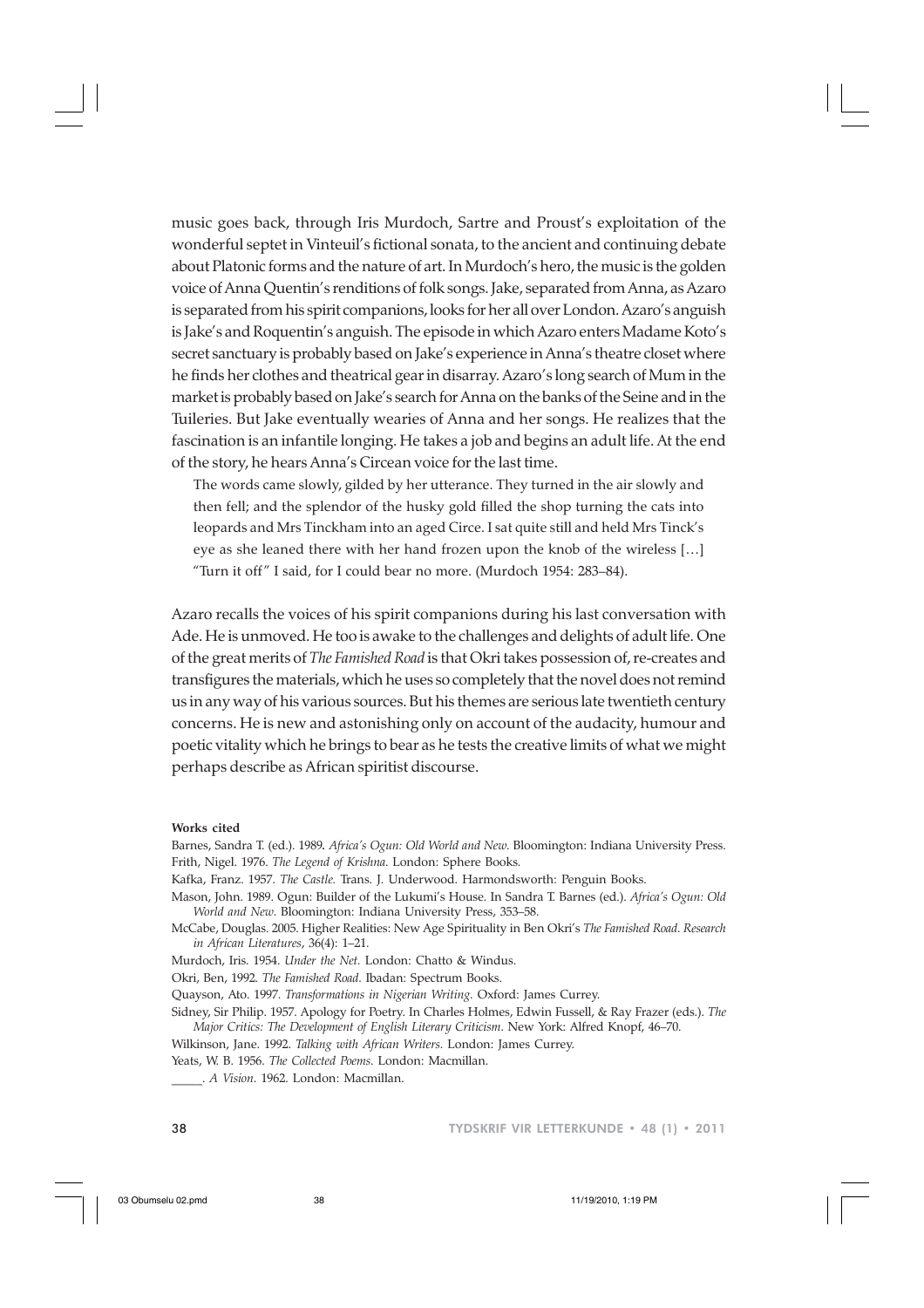music goes back, through Iris Murdoch, Sartre and Proust's exploitation of the wonderful septet in Vinteuil's fictional sonata, to the ancient and continuing debate about Platonic forms and the nature of art. In Murdoch's hero, the music is the golden voice of Anna Quentin's renditions of folk songs. Jake, separated from Anna, as Azaro is separated from his spirit companions, looks for her all over London. Azaro's anguish is Jake's and Roquentin's anguish. The episode in which Azaro enters Madame Koto's secret sanctuary is probably based on Jake's experience in Anna's theatre closet where he finds her clothes and theatrical gear in disarray. Azaro's long search of Mum in the market is probably based on Jake's search for Anna on the banks of the Seine and in the Tuileries. But Jake eventually wearies of Anna and her songs. He realizes that the fascination is an infantile longing. He takes a job and begins an adult life. At the end of the story, he hears Anna's Circean voice for the last time.

> The words came slowly, gilded by her utterance. They turned in the air slowly and then fell; and the splendor of the husky gold filled the shop turning the cats into leopards and Mrs Tinckham into an aged Circe. I sat quite still and held Mrs Tinck's eye as she leaned there with her hand frozen upon the knob of the wireless […] "Turn it off" I said, for I could bear no more. (Murdoch 1954: 283–84).

Azaro recalls the voices of his spirit companions during his last conversation with Ade. He is unmoved. He too is awake to the challenges and delights of adult life. One of the great merits of *The Famished Road* is that Okri takes possession of, re-creates and transfigures the materials, which he uses so completely that the novel does not remind us in any way of his various sources. But his themes are serious late twentieth century concerns. He is new and astonishing only on account of the audacity, humour and poetic vitality which he brings to bear as he tests the creative limits of what we might perhaps describe as African spiritist discourse.

**Works cited**

Barnes, Sandra T. (ed.). 1989. *Africa's Ogun: Old World and New.* Bloomington: Indiana University Press.

Frith, Nigel. 1976. *The Legend of Krishna.* London: Sphere Books.

Kafka, Franz. 1957. *The Castle.* Trans. J. Underwood. Harmondsworth: Penguin Books.

Mason, John. 1989. Ogun: Builder of the Lukumi's House. In Sandra T. Barnes (ed.). *Africa's Ogun: Old World and New.* Bloomington: Indiana University Press, 353–58.

McCabe, Douglas. 2005. Higher Realities: New Age Spirituality in Ben Okri's *The Famished Road*. *Research in African Literatures*, 36(4): 1–21.

Murdoch, Iris. 1954. *Under the Net.* London: Chatto & Windus.

Okri, Ben, 1992. *The Famished Road.* Ibadan: Spectrum Books.

Quayson, Ato. 1997. *Transformations in Nigerian Writing.* Oxford: James Currey.

Sidney, Sir Philip. 1957. Apology for Poetry. In Charles Holmes, Edwin Fussell, & Ray Frazer (eds.). *The Major Critics: The Development of English Literary Criticism.* New York: Alfred Knopf, 46–70.

Wilkinson, Jane. 1992. *Talking with African Writers.* London: James Currey.

Yeats, W. B. 1956. *The Collected Poems.* London: Macmillan.

_____. *A Vision.* 1962. London: Macmillan.